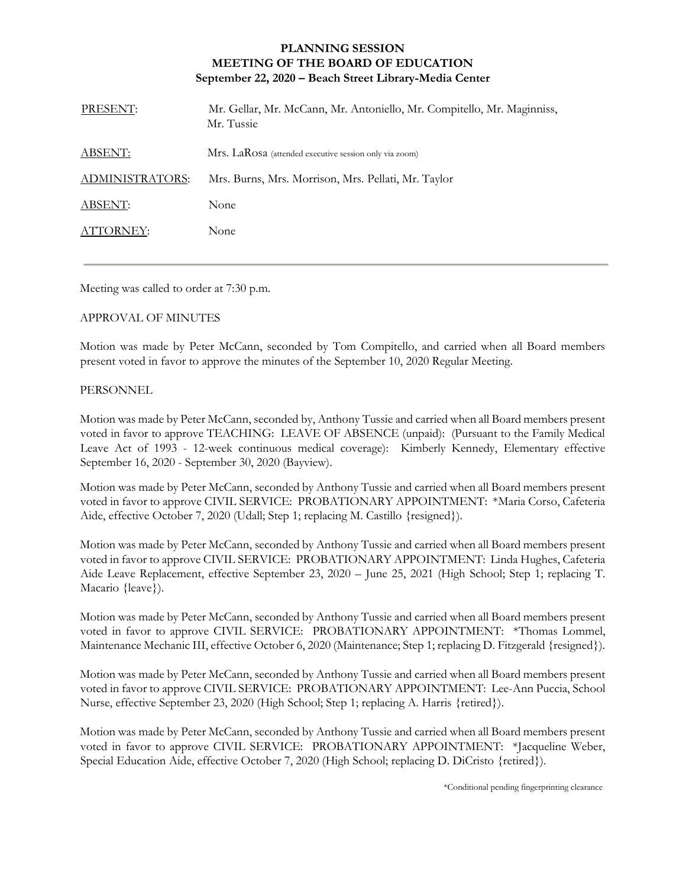**PLANNING SESSION**
**MEETING OF THE BOARD OF EDUCATION**
**September 22, 2020 – Beach Street Library-Media Center**

| | |
|---|---|
| PRESENT: | Mr. Gellar, Mr. McCann, Mr. Antoniello, Mr. Compitello, Mr. Maginniss, Mr. Tussie |
| ABSENT: | Mrs. LaRosa (attended executive session only via zoom) |
| ADMINISTRATORS: | Mrs. Burns, Mrs. Morrison, Mrs. Pellati, Mr. Taylor |
| ABSENT: | None |
| ATTORNEY: | None |

---

Meeting was called to order at 7:30 p.m.

APPROVAL OF MINUTES

Motion was made by Peter McCann, seconded by Tom Compitello, and carried when all Board members present voted in favor to approve the minutes of the September 10, 2020 Regular Meeting.

PERSONNEL

Motion was made by Peter McCann, seconded by, Anthony Tussie and carried when all Board members present voted in favor to approve TEACHING: LEAVE OF ABSENCE (unpaid): (Pursuant to the Family Medical Leave Act of 1993 - 12-week continuous medical coverage): Kimberly Kennedy, Elementary effective September 16, 2020 - September 30, 2020 (Bayview).

Motion was made by Peter McCann, seconded by Anthony Tussie and carried when all Board members present voted in favor to approve CIVIL SERVICE: PROBATIONARY APPOINTMENT: *Maria Corso, Cafeteria Aide, effective October 7, 2020 (Udall; Step 1; replacing M. Castillo {resigned}).

Motion was made by Peter McCann, seconded by Anthony Tussie and carried when all Board members present voted in favor to approve CIVIL SERVICE: PROBATIONARY APPOINTMENT: Linda Hughes, Cafeteria Aide Leave Replacement, effective September 23, 2020 – June 25, 2021 (High School; Step 1; replacing T. Macario {leave}).

Motion was made by Peter McCann, seconded by Anthony Tussie and carried when all Board members present voted in favor to approve CIVIL SERVICE: PROBATIONARY APPOINTMENT: *Thomas Lommel, Maintenance Mechanic III, effective October 6, 2020 (Maintenance; Step 1; replacing D. Fitzgerald {resigned}).

Motion was made by Peter McCann, seconded by Anthony Tussie and carried when all Board members present voted in favor to approve CIVIL SERVICE: PROBATIONARY APPOINTMENT: Lee-Ann Puccia, School Nurse, effective September 23, 2020 (High School; Step 1; replacing A. Harris {retired}).

Motion was made by Peter McCann, seconded by Anthony Tussie and carried when all Board members present voted in favor to approve CIVIL SERVICE: PROBATIONARY APPOINTMENT: *Jacqueline Weber, Special Education Aide, effective October 7, 2020 (High School; replacing D. DiCristo {retired}).

*Conditional pending fingerprinting clearance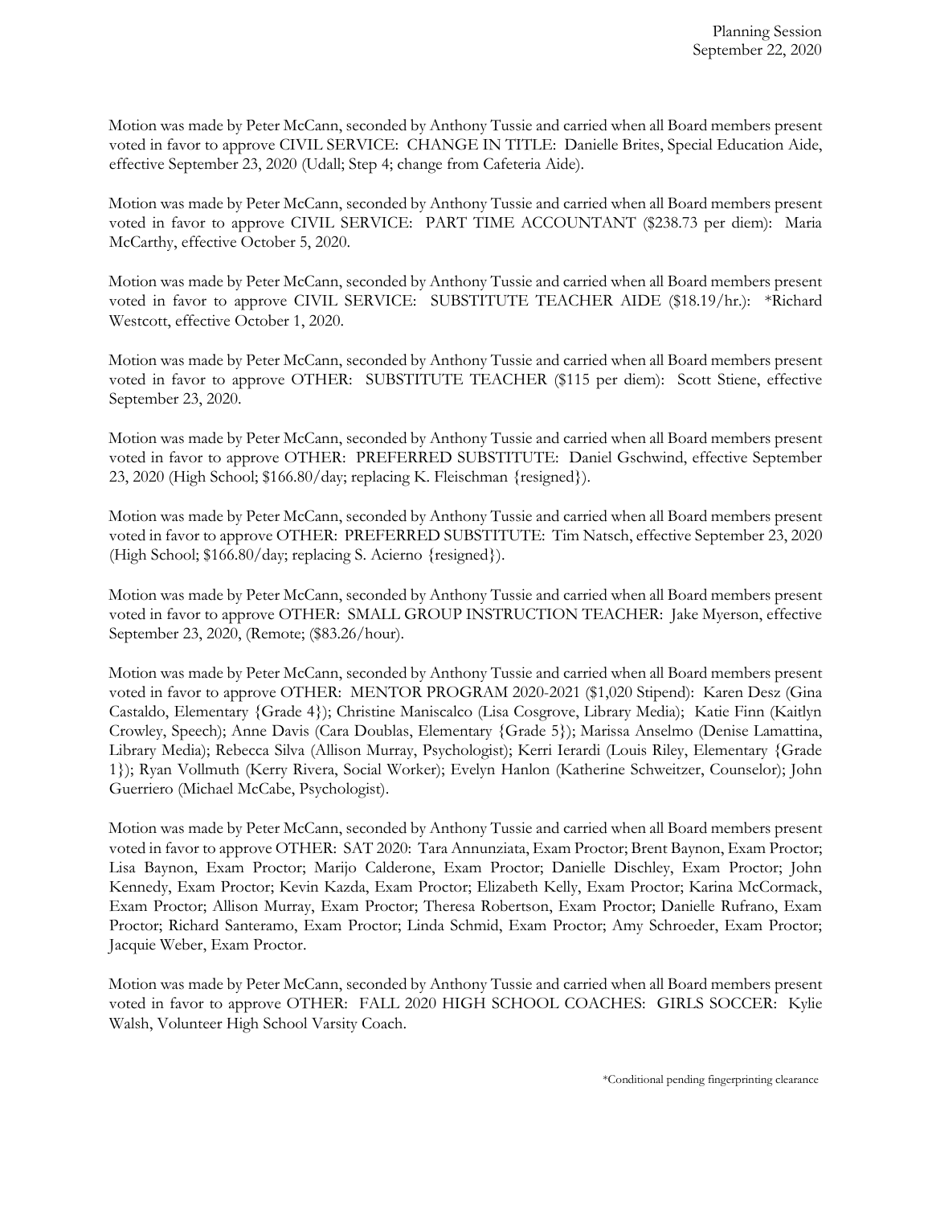Motion was made by Peter McCann, seconded by Anthony Tussie and carried when all Board members present voted in favor to approve CIVIL SERVICE: CHANGE IN TITLE: Danielle Brites, Special Education Aide, effective September 23, 2020 (Udall; Step 4; change from Cafeteria Aide).

Motion was made by Peter McCann, seconded by Anthony Tussie and carried when all Board members present voted in favor to approve CIVIL SERVICE: PART TIME ACCOUNTANT ($238.73 per diem): Maria McCarthy, effective October 5, 2020.

Motion was made by Peter McCann, seconded by Anthony Tussie and carried when all Board members present voted in favor to approve CIVIL SERVICE: SUBSTITUTE TEACHER AIDE ($18.19/hr.): *Richard Westcott, effective October 1, 2020.

Motion was made by Peter McCann, seconded by Anthony Tussie and carried when all Board members present voted in favor to approve OTHER: SUBSTITUTE TEACHER ($115 per diem): Scott Stiene, effective September 23, 2020.

Motion was made by Peter McCann, seconded by Anthony Tussie and carried when all Board members present voted in favor to approve OTHER: PREFERRED SUBSTITUTE: Daniel Gschwind, effective September 23, 2020 (High School; $166.80/day; replacing K. Fleischman {resigned}).

Motion was made by Peter McCann, seconded by Anthony Tussie and carried when all Board members present voted in favor to approve OTHER: PREFERRED SUBSTITUTE: Tim Natsch, effective September 23, 2020 (High School; $166.80/day; replacing S. Acierno {resigned}).

Motion was made by Peter McCann, seconded by Anthony Tussie and carried when all Board members present voted in favor to approve OTHER: SMALL GROUP INSTRUCTION TEACHER: Jake Myerson, effective September 23, 2020, (Remote; ($83.26/hour).

Motion was made by Peter McCann, seconded by Anthony Tussie and carried when all Board members present voted in favor to approve OTHER: MENTOR PROGRAM 2020-2021 ($1,020 Stipend): Karen Desz (Gina Castaldo, Elementary {Grade 4}); Christine Maniscalco (Lisa Cosgrove, Library Media); Katie Finn (Kaitlyn Crowley, Speech); Anne Davis (Cara Doublas, Elementary {Grade 5}); Marissa Anselmo (Denise Lamattina, Library Media); Rebecca Silva (Allison Murray, Psychologist); Kerri Ierardi (Louis Riley, Elementary {Grade 1}); Ryan Vollmuth (Kerry Rivera, Social Worker); Evelyn Hanlon (Katherine Schweitzer, Counselor); John Guerriero (Michael McCabe, Psychologist).

Motion was made by Peter McCann, seconded by Anthony Tussie and carried when all Board members present voted in favor to approve OTHER: SAT 2020: Tara Annunziata, Exam Proctor; Brent Baynon, Exam Proctor; Lisa Baynon, Exam Proctor; Marijo Calderone, Exam Proctor; Danielle Dischley, Exam Proctor; John Kennedy, Exam Proctor; Kevin Kazda, Exam Proctor; Elizabeth Kelly, Exam Proctor; Karina McCormack, Exam Proctor; Allison Murray, Exam Proctor; Theresa Robertson, Exam Proctor; Danielle Rufrano, Exam Proctor; Richard Santeramo, Exam Proctor; Linda Schmid, Exam Proctor; Amy Schroeder, Exam Proctor; Jacquie Weber, Exam Proctor.

Motion was made by Peter McCann, seconded by Anthony Tussie and carried when all Board members present voted in favor to approve OTHER: FALL 2020 HIGH SCHOOL COACHES: GIRLS SOCCER: Kylie Walsh, Volunteer High School Varsity Coach.

*Conditional pending fingerprinting clearance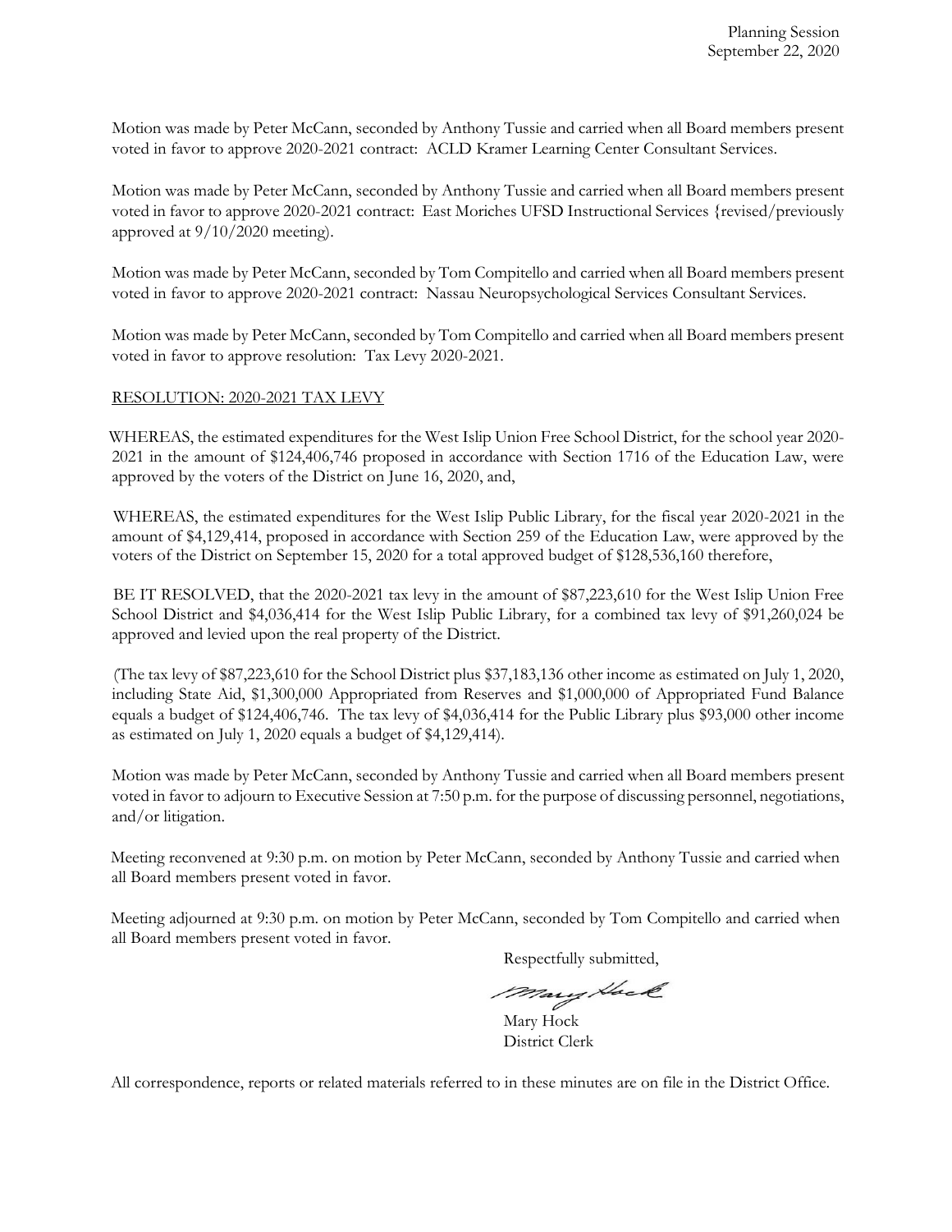Motion was made by Peter McCann, seconded by Anthony Tussie and carried when all Board members present voted in favor to approve 2020-2021 contract: ACLD Kramer Learning Center Consultant Services.

Motion was made by Peter McCann, seconded by Anthony Tussie and carried when all Board members present voted in favor to approve 2020-2021 contract: East Moriches UFSD Instructional Services {revised/previously approved at 9/10/2020 meeting).

Motion was made by Peter McCann, seconded by Tom Compitello and carried when all Board members present voted in favor to approve 2020-2021 contract: Nassau Neuropsychological Services Consultant Services.

Motion was made by Peter McCann, seconded by Tom Compitello and carried when all Board members present voted in favor to approve resolution: Tax Levy 2020-2021.

RESOLUTION: 2020-2021 TAX LEVY

WHEREAS, the estimated expenditures for the West Islip Union Free School District, for the school year 2020-2021 in the amount of $124,406,746 proposed in accordance with Section 1716 of the Education Law, were approved by the voters of the District on June 16, 2020, and,

WHEREAS, the estimated expenditures for the West Islip Public Library, for the fiscal year 2020-2021 in the amount of $4,129,414, proposed in accordance with Section 259 of the Education Law, were approved by the voters of the District on September 15, 2020 for a total approved budget of $128,536,160 therefore,

BE IT RESOLVED, that the 2020-2021 tax levy in the amount of $87,223,610 for the West Islip Union Free School District and $4,036,414 for the West Islip Public Library, for a combined tax levy of $91,260,024 be approved and levied upon the real property of the District.

(The tax levy of $87,223,610 for the School District plus $37,183,136 other income as estimated on July 1, 2020, including State Aid, $1,300,000 Appropriated from Reserves and $1,000,000 of Appropriated Fund Balance equals a budget of $124,406,746. The tax levy of $4,036,414 for the Public Library plus $93,000 other income as estimated on July 1, 2020 equals a budget of $4,129,414).

Motion was made by Peter McCann, seconded by Anthony Tussie and carried when all Board members present voted in favor to adjourn to Executive Session at 7:50 p.m. for the purpose of discussing personnel, negotiations, and/or litigation.

Meeting reconvened at 9:30 p.m. on motion by Peter McCann, seconded by Anthony Tussie and carried when all Board members present voted in favor.

Meeting adjourned at 9:30 p.m. on motion by Peter McCann, seconded by Tom Compitello and carried when all Board members present voted in favor.

Respectfully submitted,

Mary Hock

Mary Hock
District Clerk

All correspondence, reports or related materials referred to in these minutes are on file in the District Office.